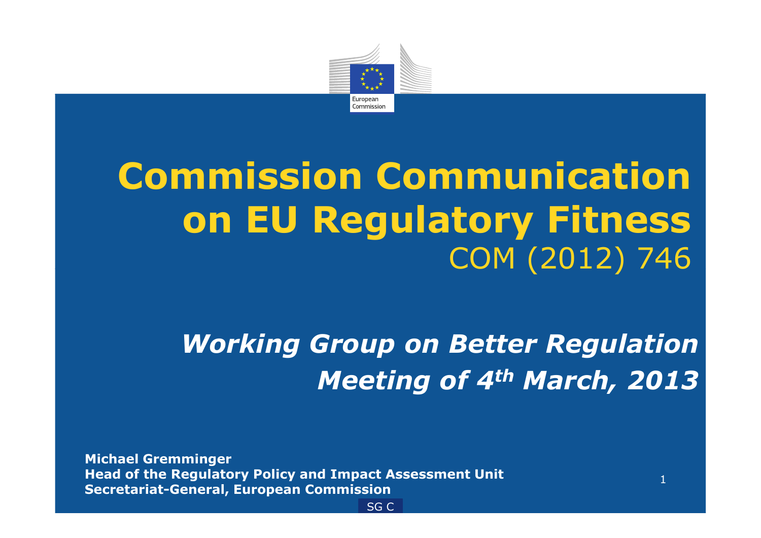# Commission Communication on EU Regulatory Fitness

COM (2012) 746

***Working Group on Better Regulation***

***Meeting of 4th March, 2013***

**Michael Gremminger**
**Head of the Regulatory Policy and Impact Assessment Unit**
**Secretariat-General, European Commission**

SG C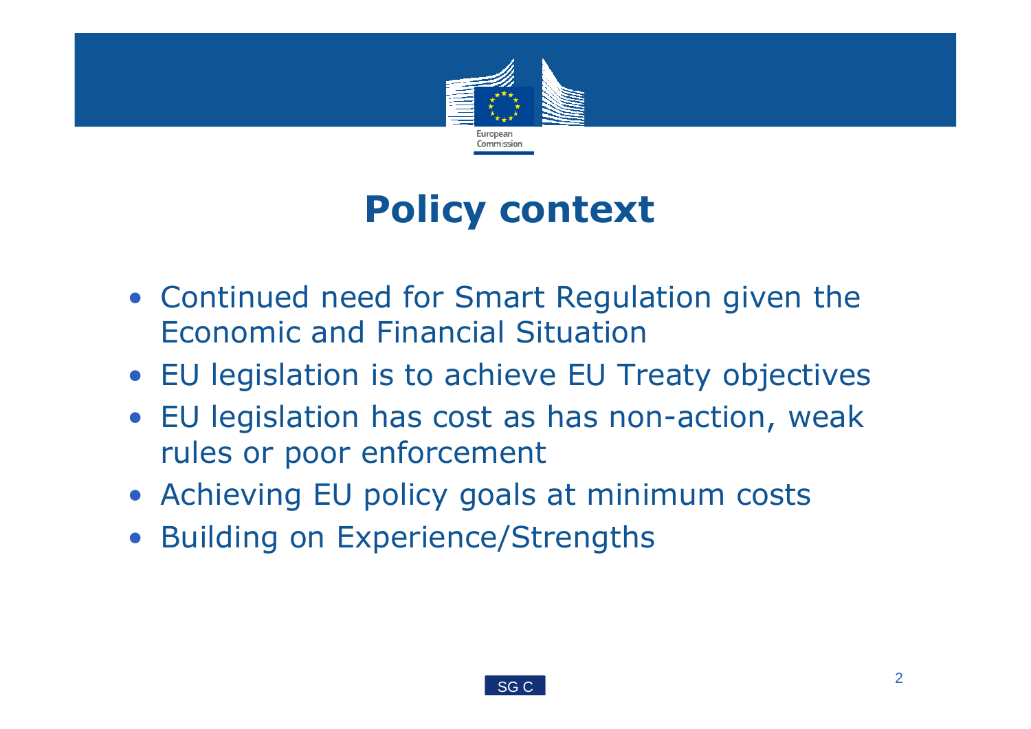# Policy context

- Continued need for Smart Regulation given the Economic and Financial Situation
- EU legislation is to achieve EU Treaty objectives
- EU legislation has cost as has non-action, weak rules or poor enforcement
- Achieving EU policy goals at minimum costs
- Building on Experience/Strengths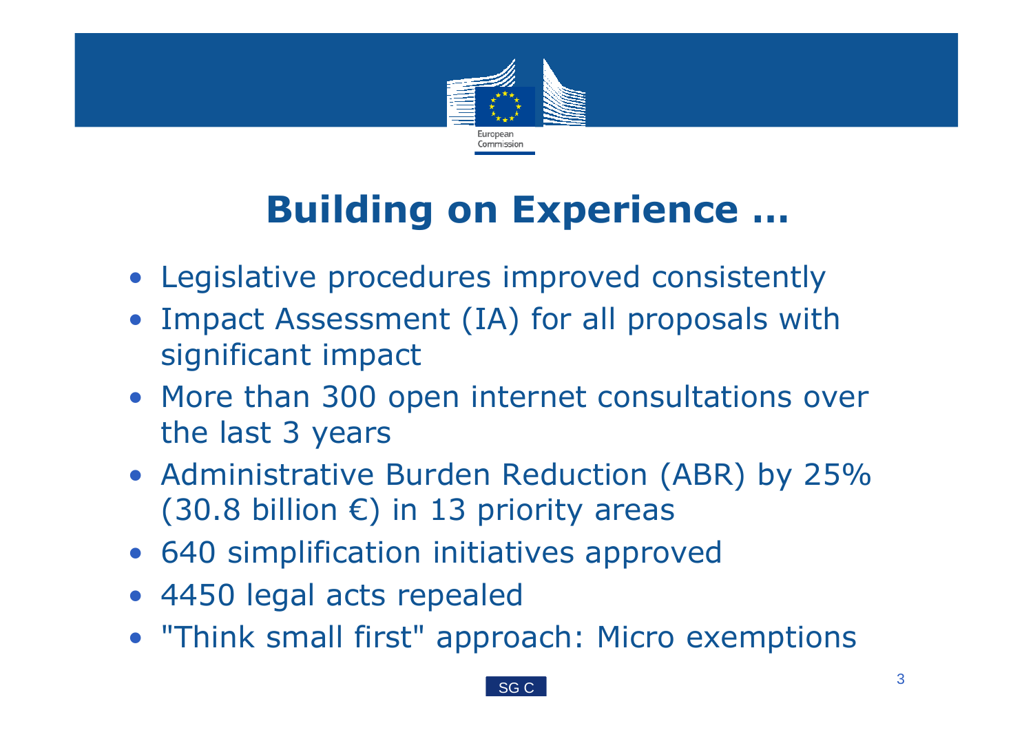# Building on Experience …

- Legislative procedures improved consistently
- Impact Assessment (IA) for all proposals with significant impact
- More than 300 open internet consultations over the last 3 years
- Administrative Burden Reduction (ABR) by 25% (30.8 billion €) in 13 priority areas
- 640 simplification initiatives approved
- 4450 legal acts repealed
- "Think small first" approach: Micro exemptions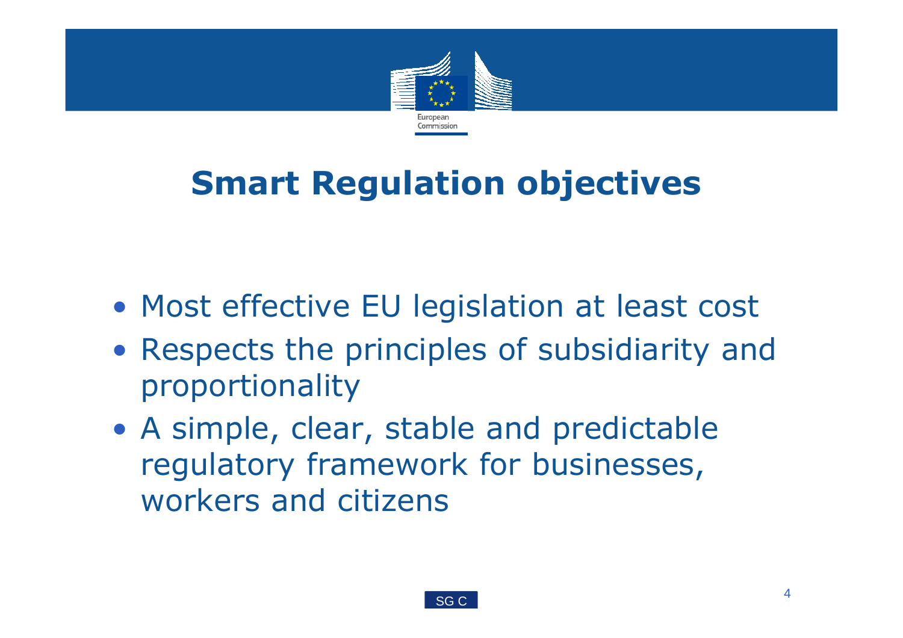# Smart Regulation objectives

- Most effective EU legislation at least cost
- Respects the principles of subsidiarity and proportionality
- A simple, clear, stable and predictable regulatory framework for businesses, workers and citizens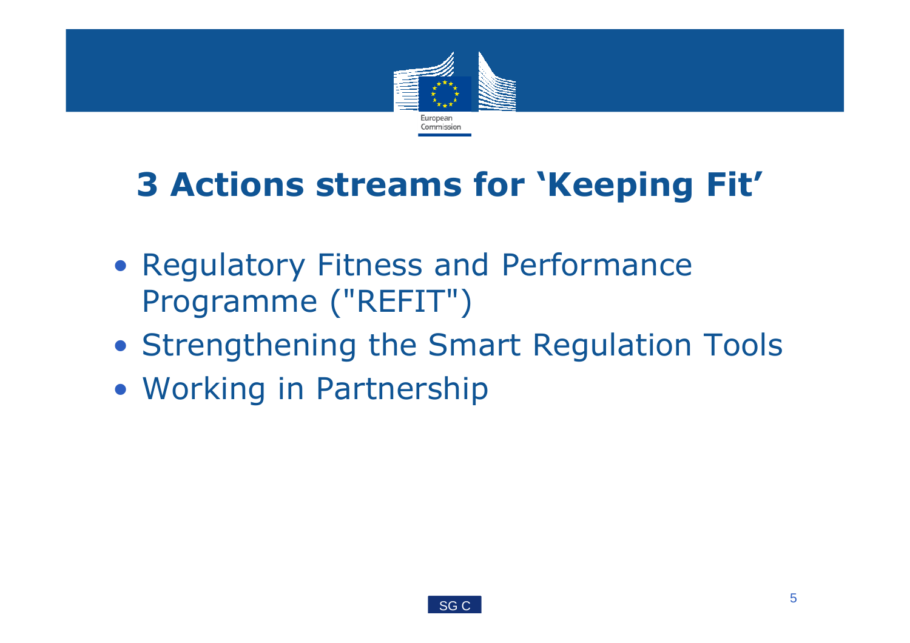# 3 Actions streams for 'Keeping Fit'

- Regulatory Fitness and Performance Programme ("REFIT")
- Strengthening the Smart Regulation Tools
- Working in Partnership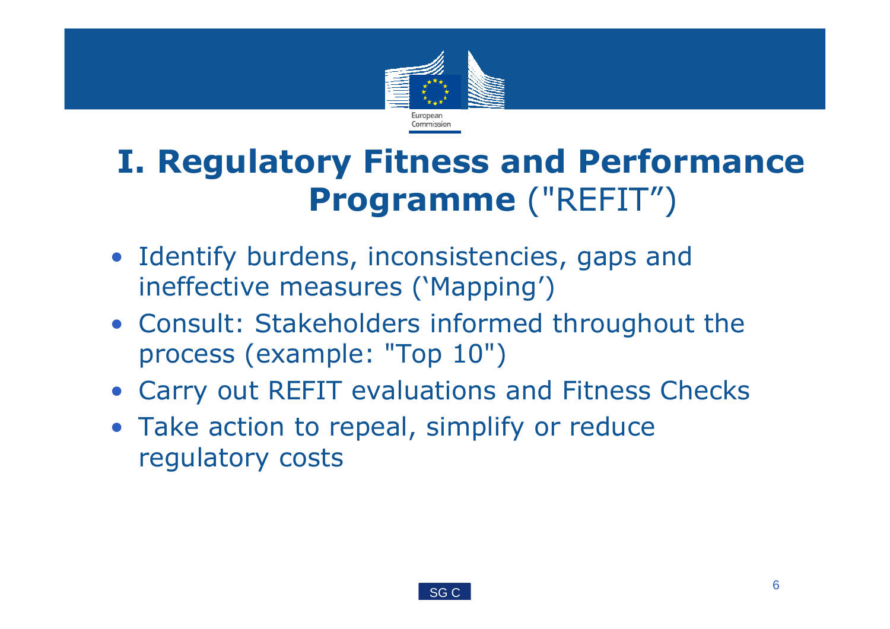# I. Regulatory Fitness and Performance Programme ("REFIT")

- Identify burdens, inconsistencies, gaps and ineffective measures ('Mapping')
- Consult: Stakeholders informed throughout the process (example: "Top 10")
- Carry out REFIT evaluations and Fitness Checks
- Take action to repeal, simplify or reduce regulatory costs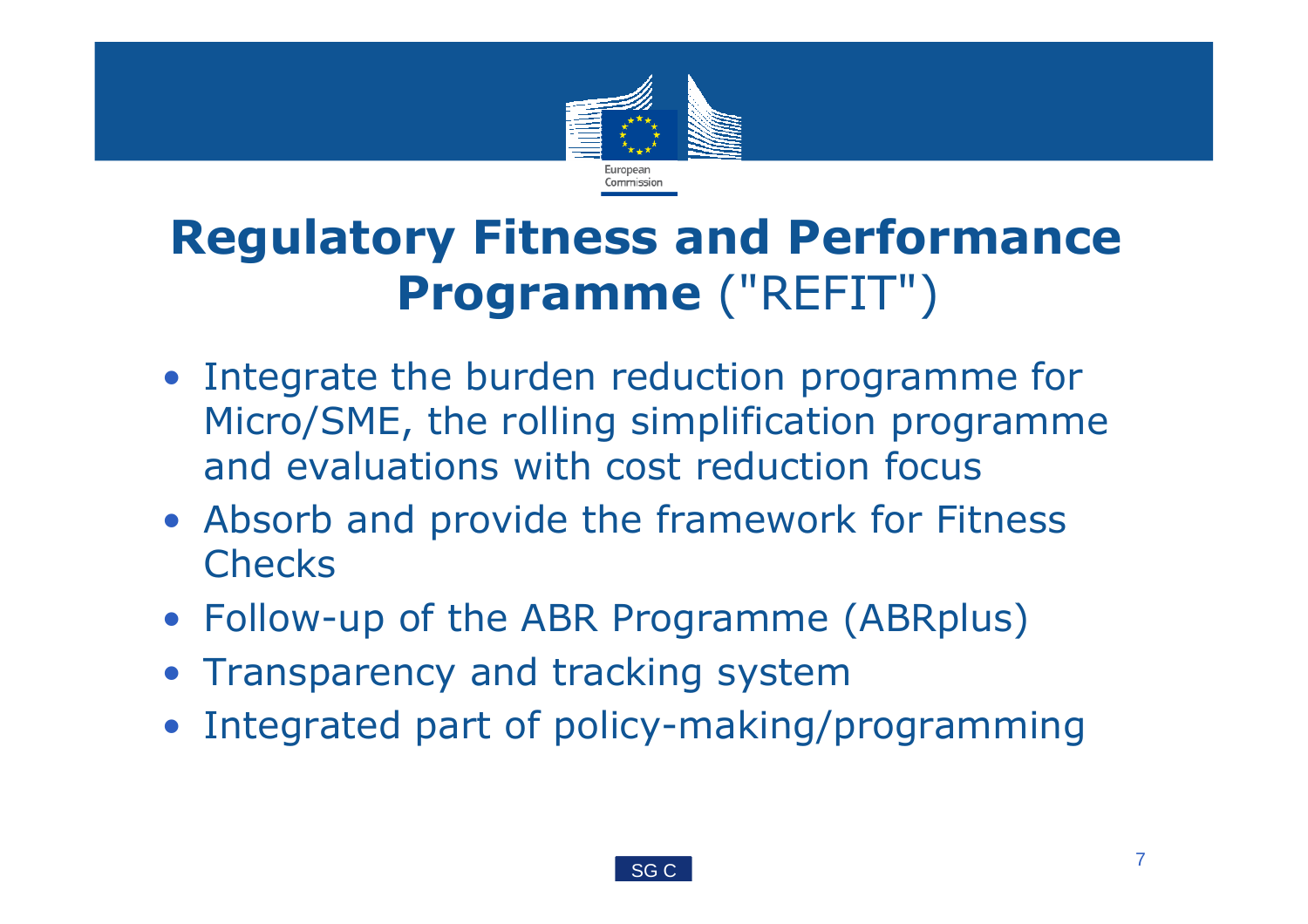# **Regulatory Fitness and Performance Programme** ("REFIT")

- Integrate the burden reduction programme for Micro/SME, the rolling simplification programme and evaluations with cost reduction focus
- Absorb and provide the framework for Fitness Checks
- Follow-up of the ABR Programme (ABRplus)
- Transparency and tracking system
- Integrated part of policy-making/programming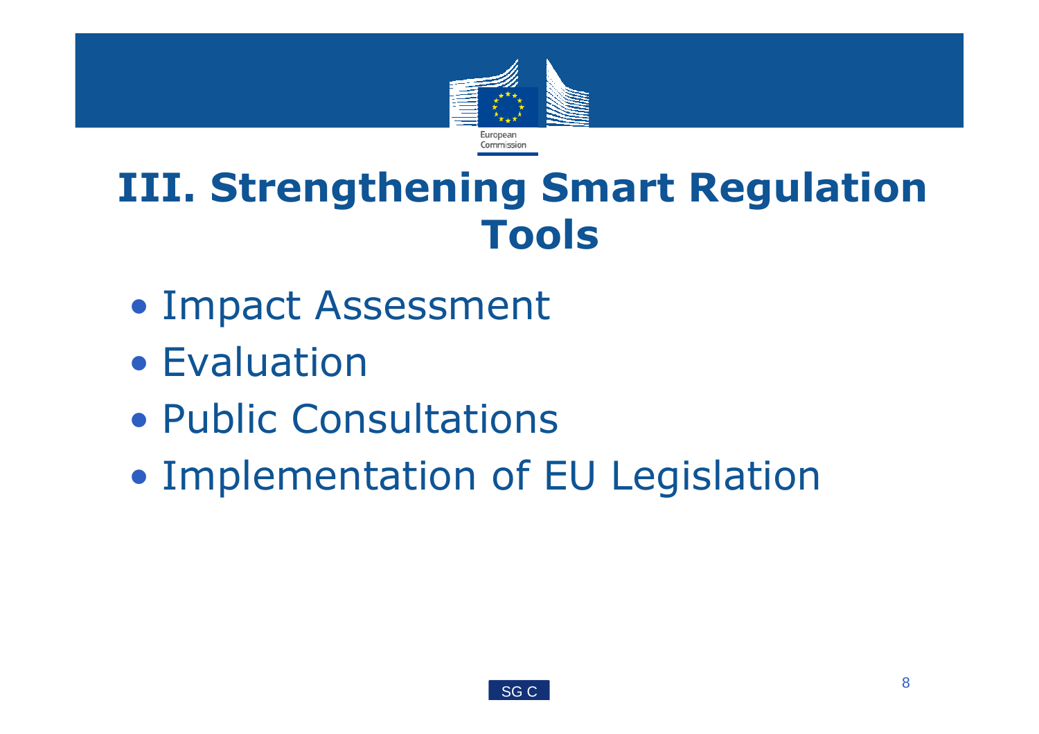# III. Strengthening Smart Regulation Tools

- Impact Assessment
- Evaluation
- Public Consultations
- Implementation of EU Legislation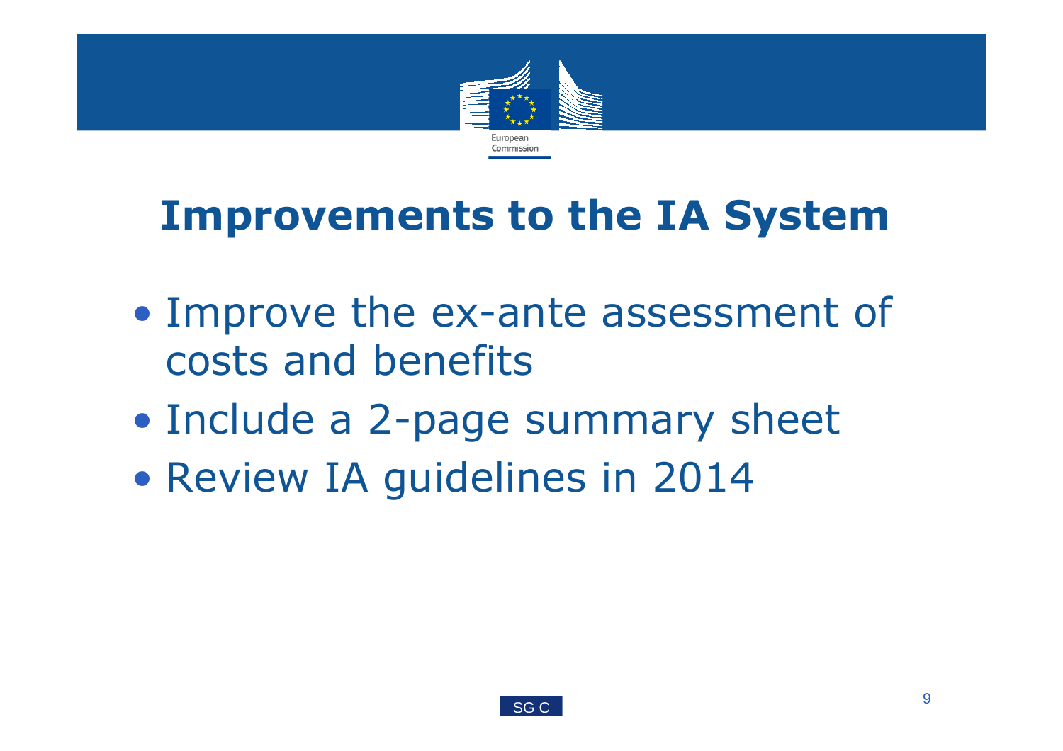# Improvements to the IA System

- Improve the ex-ante assessment of costs and benefits
- Include a 2-page summary sheet
- Review IA guidelines in 2014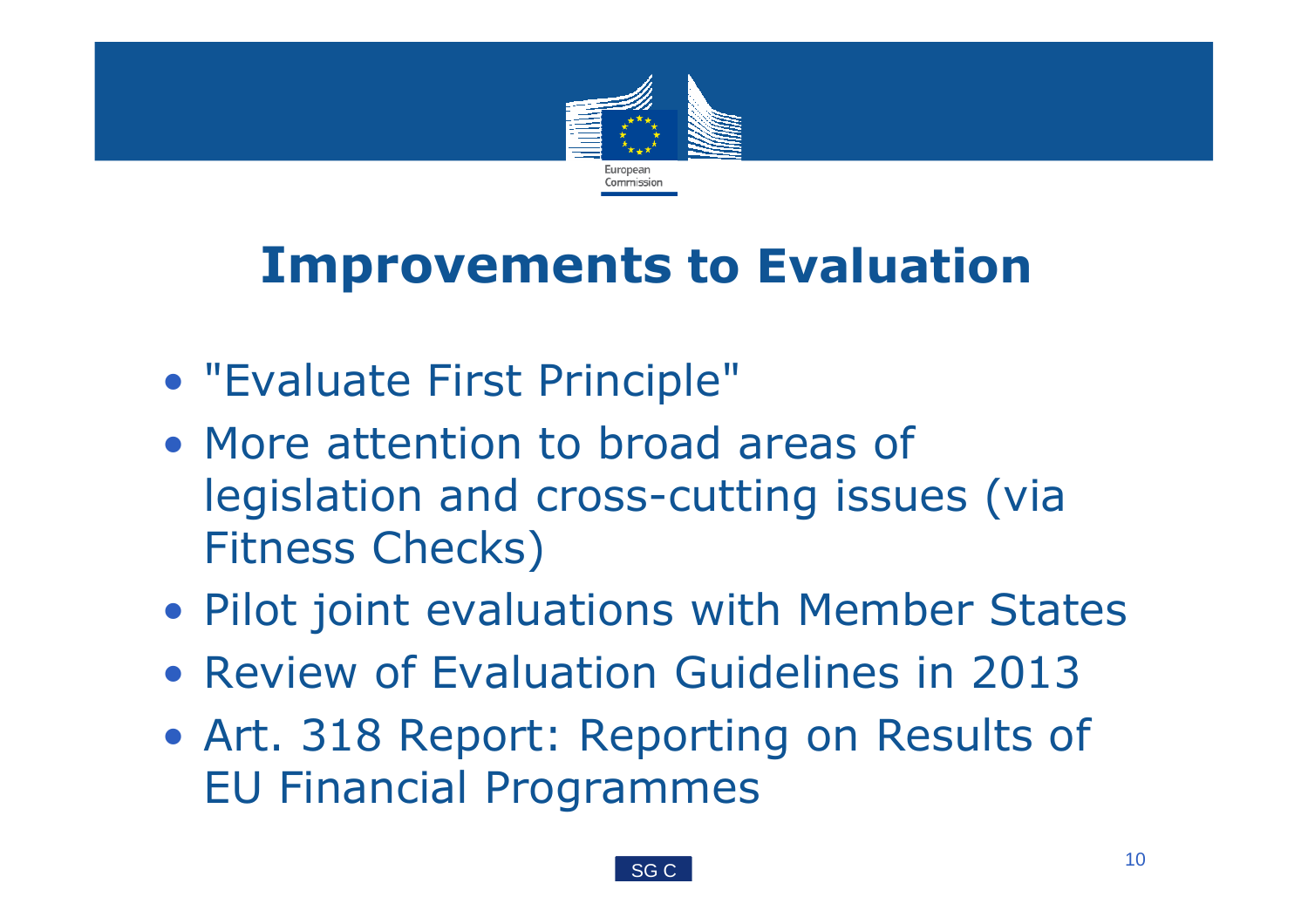# Improvements to Evaluation

- "Evaluate First Principle"
- More attention to broad areas of legislation and cross-cutting issues (via Fitness Checks)
- Pilot joint evaluations with Member States
- Review of Evaluation Guidelines in 2013
- Art. 318 Report: Reporting on Results of EU Financial Programmes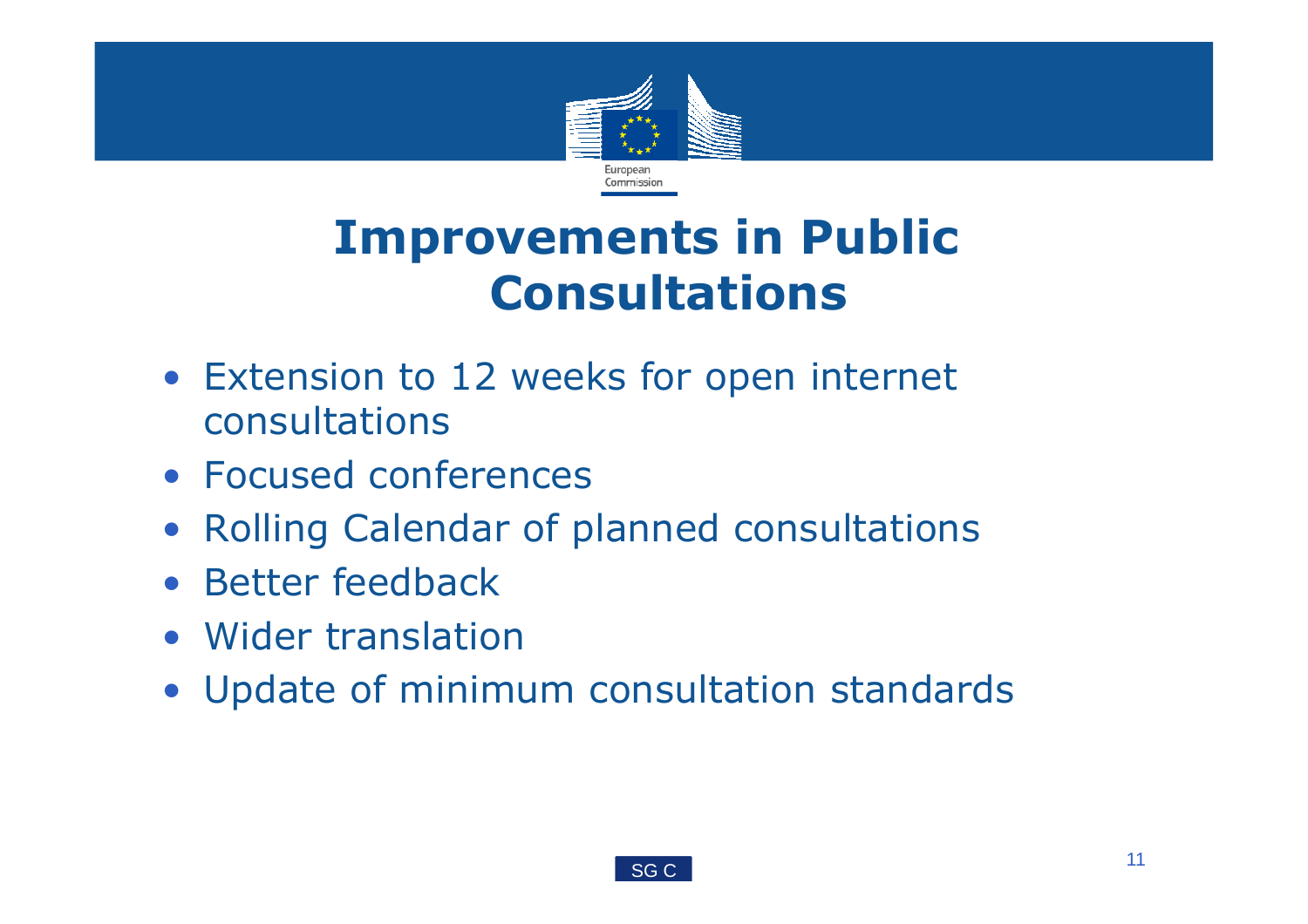# Improvements in Public Consultations

- Extension to 12 weeks for open internet consultations
- Focused conferences
- Rolling Calendar of planned consultations
- Better feedback
- Wider translation
- Update of minimum consultation standards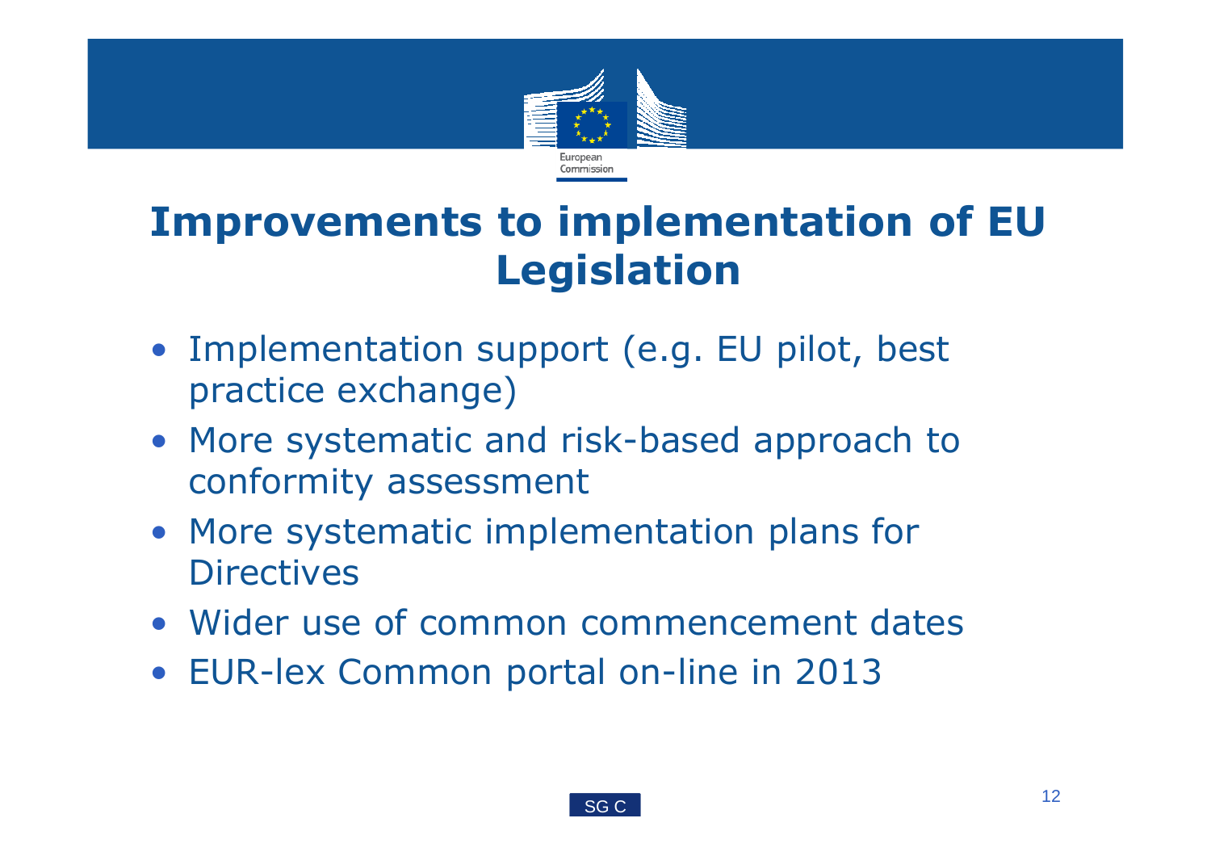# Improvements to implementation of EU Legislation

- Implementation support (e.g. EU pilot, best practice exchange)
- More systematic and risk-based approach to conformity assessment
- More systematic implementation plans for Directives
- Wider use of common commencement dates
- EUR-lex Common portal on-line in 2013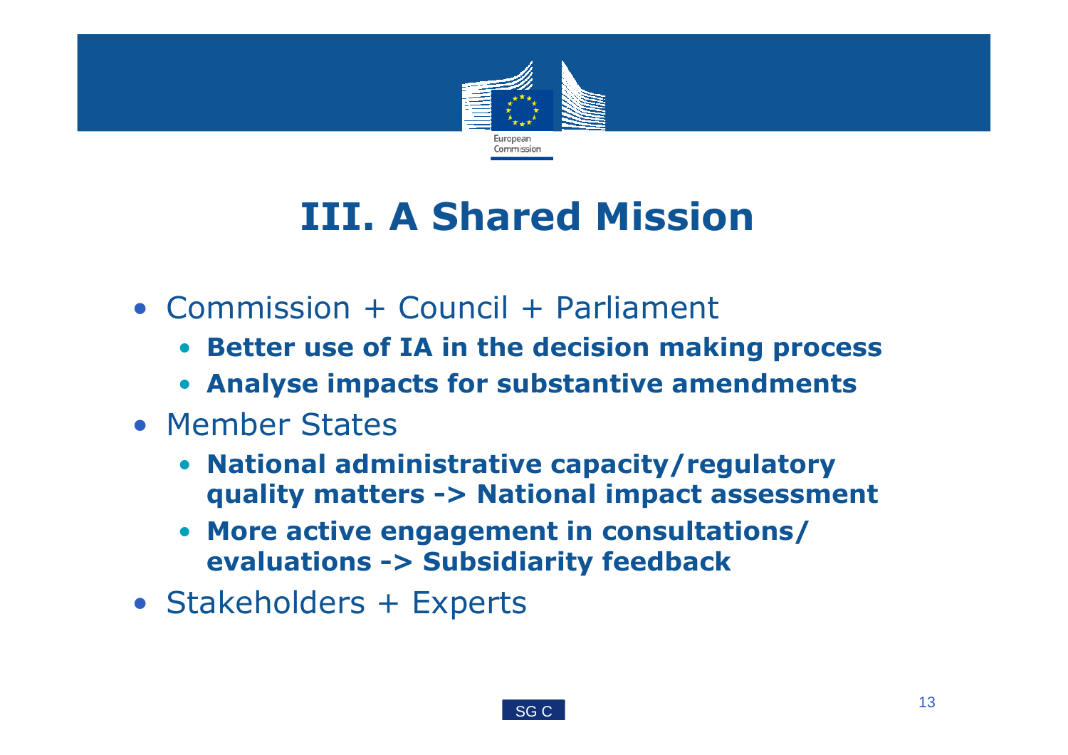# III. A Shared Mission

- Commission + Council + Parliament
  - **Better use of IA in the decision making process**
  - **Analyse impacts for substantive amendments**
- Member States
  - **National administrative capacity/regulatory quality matters -> National impact assessment**
  - **More active engagement in consultations/ evaluations -> Subsidiarity feedback**
- Stakeholders + Experts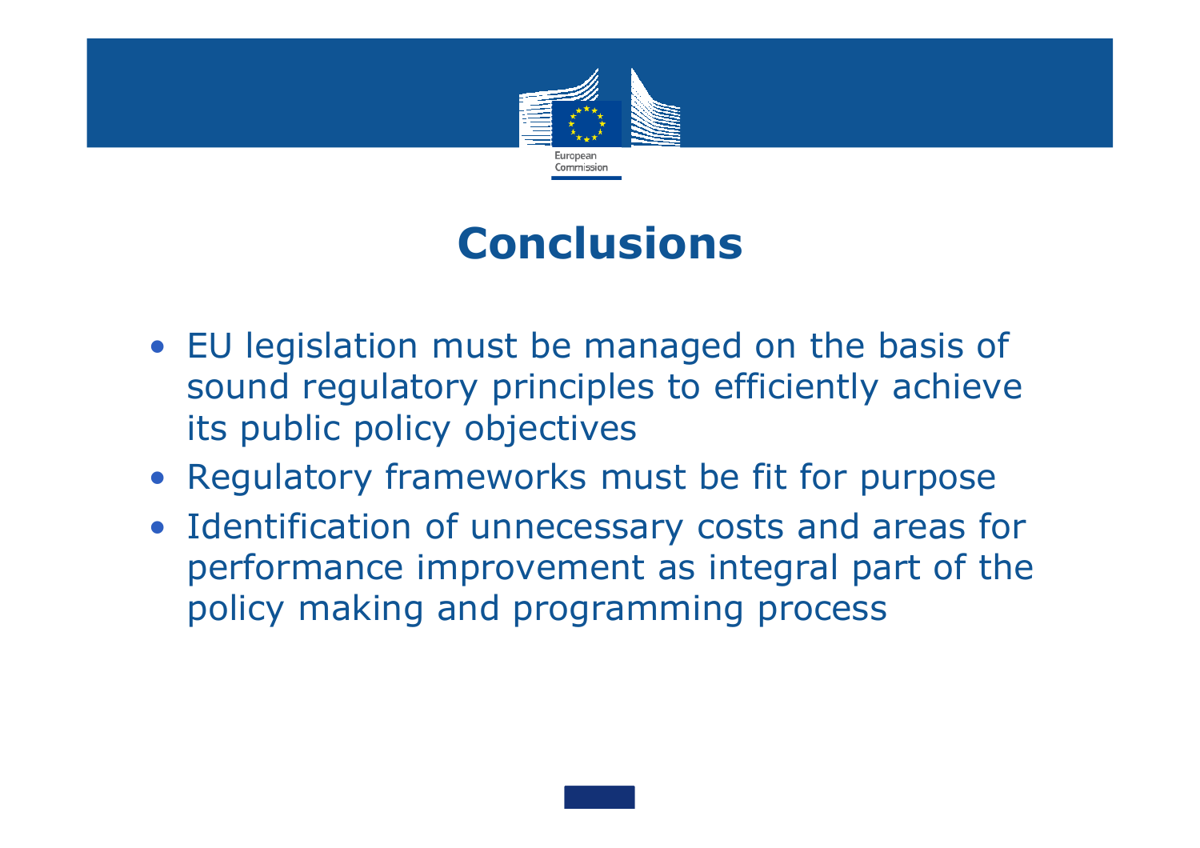# Conclusions

- EU legislation must be managed on the basis of sound regulatory principles to efficiently achieve its public policy objectives
- Regulatory frameworks must be fit for purpose
- Identification of unnecessary costs and areas for performance improvement as integral part of the policy making and programming process